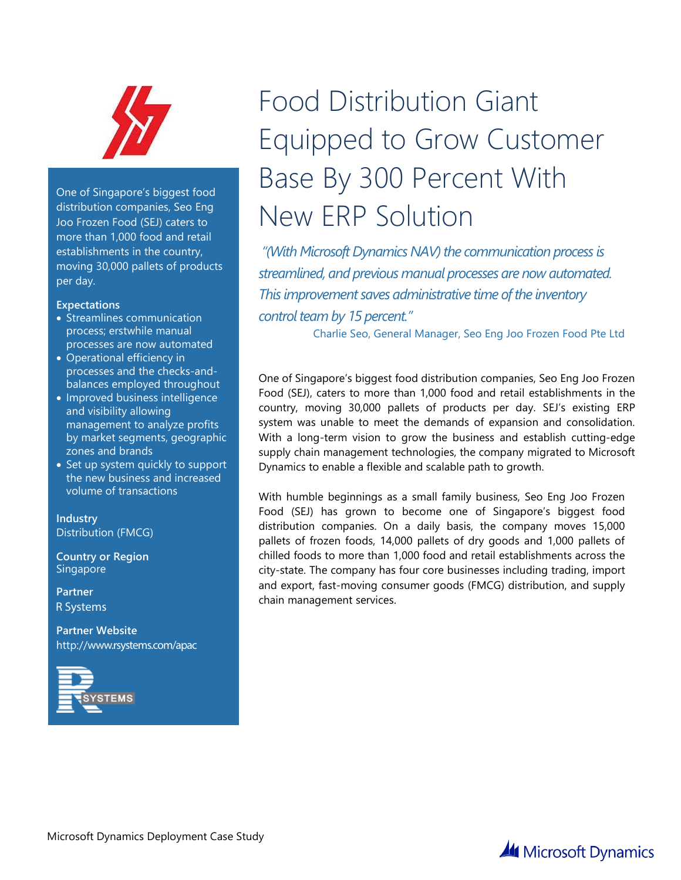# Food Distribution Giant Equipped to Grow Customer Base By 300 Percent With New ERP Solution

*"(With Microsoft Dynamics NAV) the communication process is streamlined, and previous manual processes are now automated. This improvement saves administrative time of the inventory control team by 15 percent."*

Charlie Seo, General Manager, Seo Eng Joo Frozen Food Pte Ltd

One of Singapore's biggest food distribution companies, Seo Eng Joo Frozen Food (SEJ) caters to more than 1,000 food and retail establishments in the country, moving 30,000 pallets of products per day.

**Expectations**

- Streamlines communication process; erstwhile manual processes are now automated
- Operational efficiency in processes and the checks-and-balances employed throughout
- Improved business intelligence and visibility allowing management to analyze profits by market segments, geographic zones and brands
- Set up system quickly to support the new business and increased volume of transactions

**Industry**
Distribution (FMCG)

**Country or Region**
Singapore

**Partner**
R Systems

**Partner Website**
http://www.rsystems.com/apac

One of Singapore's biggest food distribution companies, Seo Eng Joo Frozen Food (SEJ), caters to more than 1,000 food and retail establishments in the country, moving 30,000 pallets of products per day. SEJ's existing ERP system was unable to meet the demands of expansion and consolidation. With a long-term vision to grow the business and establish cutting-edge supply chain management technologies, the company migrated to Microsoft Dynamics to enable a flexible and scalable path to growth.

With humble beginnings as a small family business, Seo Eng Joo Frozen Food (SEJ) has grown to become one of Singapore's biggest food distribution companies. On a daily basis, the company moves 15,000 pallets of frozen foods, 14,000 pallets of dry goods and 1,000 pallets of chilled foods to more than 1,000 food and retail establishments across the city-state. The company has four core businesses including trading, import and export, fast-moving consumer goods (FMCG) distribution, and supply chain management services.

Microsoft Dynamics Deployment Case Study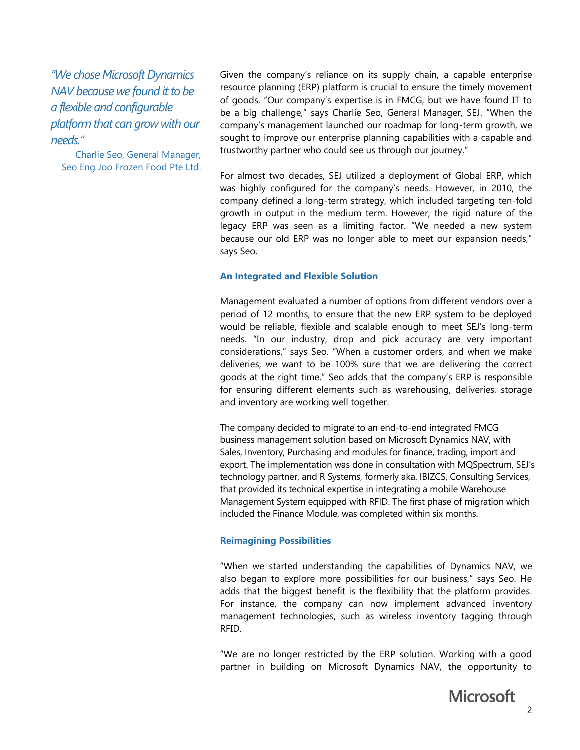*"We chose Microsoft Dynamics NAV because we found it to be a flexible and configurable platform that can grow with our needs."*

Charlie Seo, General Manager, Seo Eng Joo Frozen Food Pte Ltd.

Given the company's reliance on its supply chain, a capable enterprise resource planning (ERP) platform is crucial to ensure the timely movement of goods. "Our company's expertise is in FMCG, but we have found IT to be a big challenge," says Charlie Seo, General Manager, SEJ. "When the company's management launched our roadmap for long-term growth, we sought to improve our enterprise planning capabilities with a capable and trustworthy partner who could see us through our journey."

For almost two decades, SEJ utilized a deployment of Global ERP, which was highly configured for the company's needs. However, in 2010, the company defined a long-term strategy, which included targeting ten-fold growth in output in the medium term. However, the rigid nature of the legacy ERP was seen as a limiting factor. "We needed a new system because our old ERP was no longer able to meet our expansion needs," says Seo.

### An Integrated and Flexible Solution

Management evaluated a number of options from different vendors over a period of 12 months, to ensure that the new ERP system to be deployed would be reliable, flexible and scalable enough to meet SEJ's long-term needs. "In our industry, drop and pick accuracy are very important considerations," says Seo. "When a customer orders, and when we make deliveries, we want to be 100% sure that we are delivering the correct goods at the right time." Seo adds that the company's ERP is responsible for ensuring different elements such as warehousing, deliveries, storage and inventory are working well together.

The company decided to migrate to an end-to-end integrated FMCG business management solution based on Microsoft Dynamics NAV, with Sales, Inventory, Purchasing and modules for finance, trading, import and export. The implementation was done in consultation with MQSpectrum, SEJ's technology partner, and R Systems, formerly aka. IBIZCS, Consulting Services, that provided its technical expertise in integrating a mobile Warehouse Management System equipped with RFID. The first phase of migration which included the Finance Module, was completed within six months.

### Reimagining Possibilities

"When we started understanding the capabilities of Dynamics NAV, we also began to explore more possibilities for our business," says Seo. He adds that the biggest benefit is the flexibility that the platform provides. For instance, the company can now implement advanced inventory management technologies, such as wireless inventory tagging through RFID.

"We are no longer restricted by the ERP solution. Working with a good partner in building on Microsoft Dynamics NAV, the opportunity to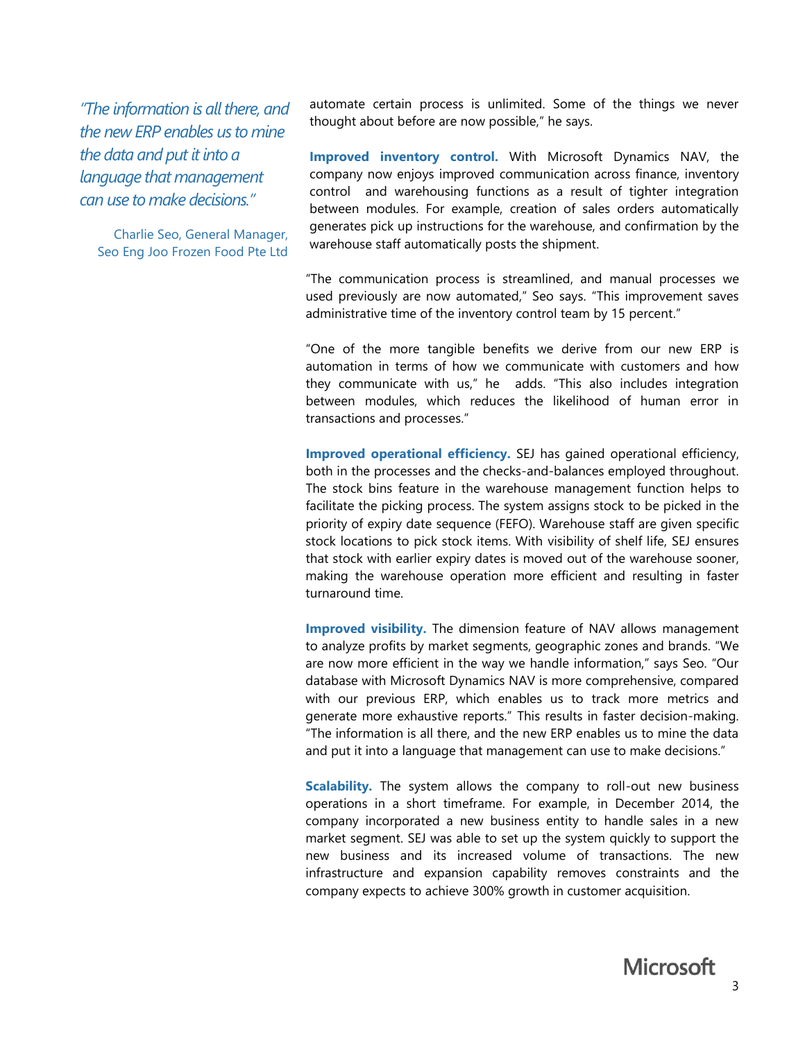*"The information is all there, and the new ERP enables us to mine the data and put it into a language that management can use to make decisions."*

Charlie Seo, General Manager, Seo Eng Joo Frozen Food Pte Ltd

automate certain process is unlimited. Some of the things we never thought about before are now possible," he says.

**Improved inventory control.** With Microsoft Dynamics NAV, the company now enjoys improved communication across finance, inventory control and warehousing functions as a result of tighter integration between modules. For example, creation of sales orders automatically generates pick up instructions for the warehouse, and confirmation by the warehouse staff automatically posts the shipment.

"The communication process is streamlined, and manual processes we used previously are now automated," Seo says. "This improvement saves administrative time of the inventory control team by 15 percent."

"One of the more tangible benefits we derive from our new ERP is automation in terms of how we communicate with customers and how they communicate with us," he adds. "This also includes integration between modules, which reduces the likelihood of human error in transactions and processes."

**Improved operational efficiency.** SEJ has gained operational efficiency, both in the processes and the checks-and-balances employed throughout. The stock bins feature in the warehouse management function helps to facilitate the picking process. The system assigns stock to be picked in the priority of expiry date sequence (FEFO). Warehouse staff are given specific stock locations to pick stock items. With visibility of shelf life, SEJ ensures that stock with earlier expiry dates is moved out of the warehouse sooner, making the warehouse operation more efficient and resulting in faster turnaround time.

**Improved visibility.** The dimension feature of NAV allows management to analyze profits by market segments, geographic zones and brands. "We are now more efficient in the way we handle information," says Seo. "Our database with Microsoft Dynamics NAV is more comprehensive, compared with our previous ERP, which enables us to track more metrics and generate more exhaustive reports." This results in faster decision-making. "The information is all there, and the new ERP enables us to mine the data and put it into a language that management can use to make decisions."

**Scalability.** The system allows the company to roll-out new business operations in a short timeframe. For example, in December 2014, the company incorporated a new business entity to handle sales in a new market segment. SEJ was able to set up the system quickly to support the new business and its increased volume of transactions. The new infrastructure and expansion capability removes constraints and the company expects to achieve 300% growth in customer acquisition.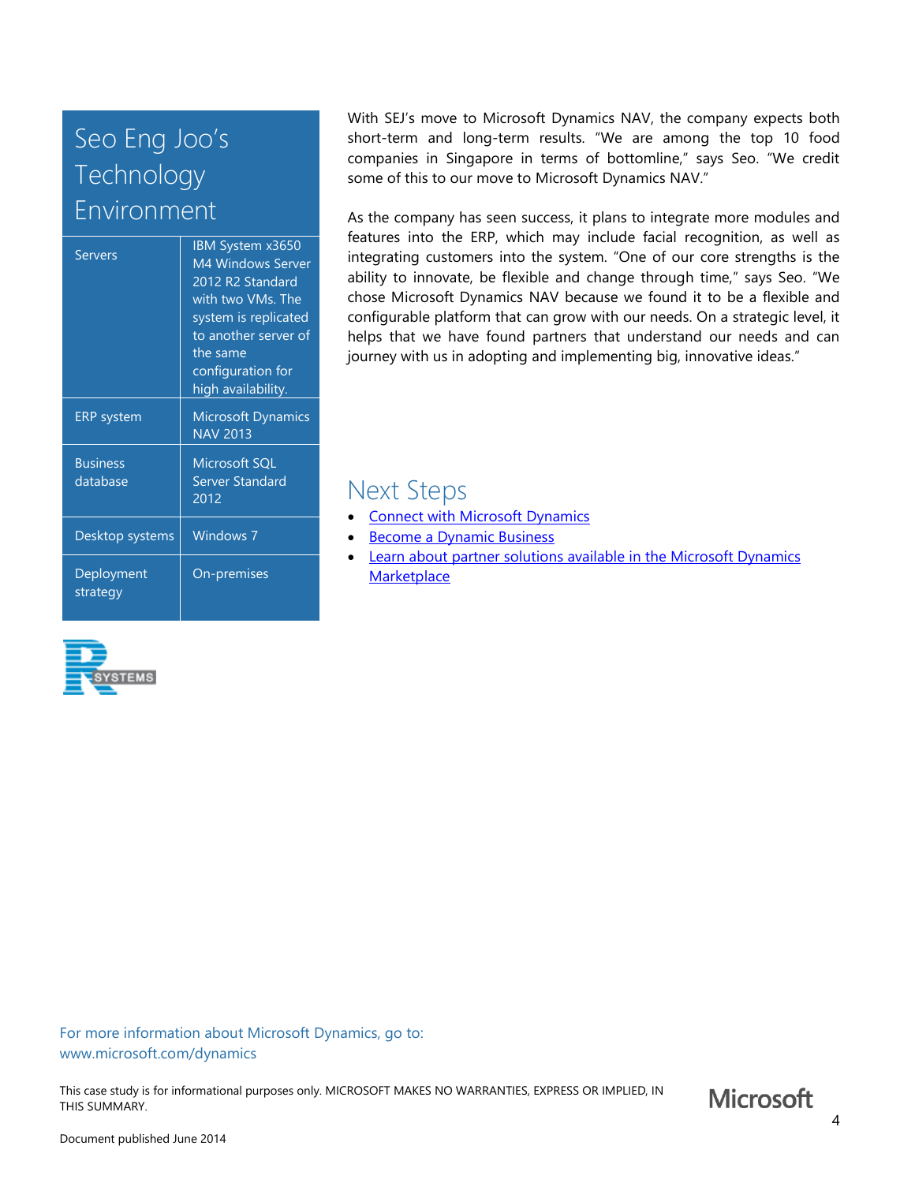## Seo Eng Joo's Technology Environment

| | |
|---|---|
| Servers | IBM System x3650 M4 Windows Server 2012 R2 Standard with two VMs. The system is replicated to another server of the same configuration for high availability. |
| ERP system | Microsoft Dynamics NAV 2013 |
| Business database | Microsoft SQL Server Standard 2012 |
| Desktop systems | Windows 7 |
| Deployment strategy | On-premises |

With SEJ's move to Microsoft Dynamics NAV, the company expects both short-term and long-term results. "We are among the top 10 food companies in Singapore in terms of bottomline," says Seo. "We credit some of this to our move to Microsoft Dynamics NAV."

As the company has seen success, it plans to integrate more modules and features into the ERP, which may include facial recognition, as well as integrating customers into the system. "One of our core strengths is the ability to innovate, be flexible and change through time," says Seo. "We chose Microsoft Dynamics NAV because we found it to be a flexible and configurable platform that can grow with our needs. On a strategic level, it helps that we have found partners that understand our needs and can journey with us in adopting and implementing big, innovative ideas."

## Next Steps

- Connect with Microsoft Dynamics
- Become a Dynamic Business
- Learn about partner solutions available in the Microsoft Dynamics Marketplace

For more information about Microsoft Dynamics, go to:
www.microsoft.com/dynamics

This case study is for informational purposes only. MICROSOFT MAKES NO WARRANTIES, EXPRESS OR IMPLIED, IN THIS SUMMARY.

Document published June 2014